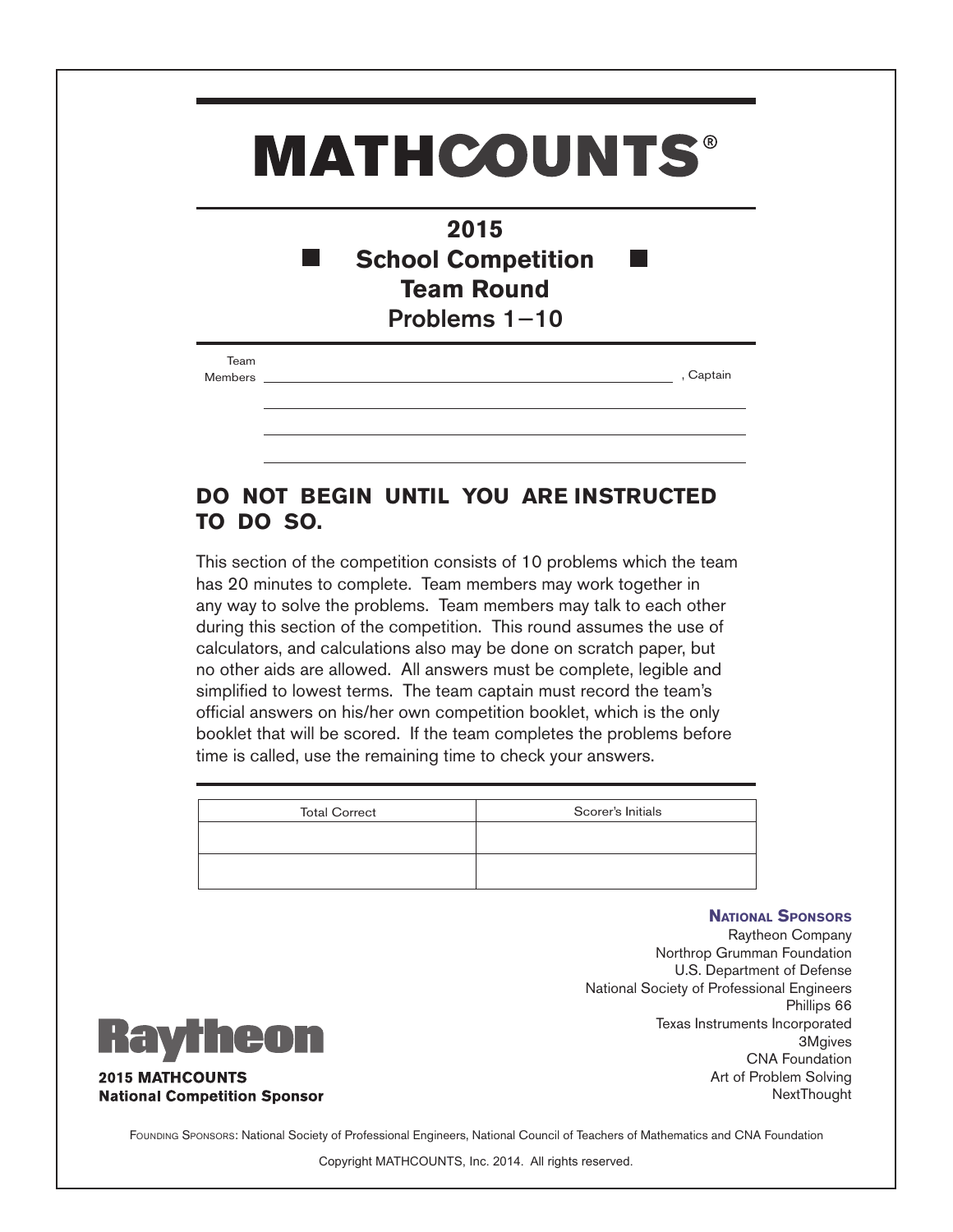# MATHCOUNTS®

## 2015
## School Competition
## Team Round
### Problems 1−10

Team Members ________________________________________, Captain

________________________________________

________________________________________

________________________________________

## DO NOT BEGIN UNTIL YOU ARE INSTRUCTED TO DO SO.

This section of the competition consists of 10 problems which the team has 20 minutes to complete. Team members may work together in any way to solve the problems. Team members may talk to each other during this section of the competition. This round assumes the use of calculators, and calculations also may be done on scratch paper, but no other aids are allowed. All answers must be complete, legible and simplified to lowest terms. The team captain must record the team's official answers on his/her own competition booklet, which is the only booklet that will be scored. If the team completes the problems before time is called, use the remaining time to check your answers.

| Total Correct | Scorer's Initials |
|---|---|
| | |
| | |

**National Sponsors**

Raytheon Company
Northrop Grumman Foundation
U.S. Department of Defense
National Society of Professional Engineers
Phillips 66
Texas Instruments Incorporated
3Mgives
CNA Foundation
Art of Problem Solving
NextThought

Raytheon

**2015 MATHCOUNTS**
**National Competition Sponsor**

Founding Sponsors: National Society of Professional Engineers, National Council of Teachers of Mathematics and CNA Foundation

Copyright MATHCOUNTS, Inc. 2014. All rights reserved.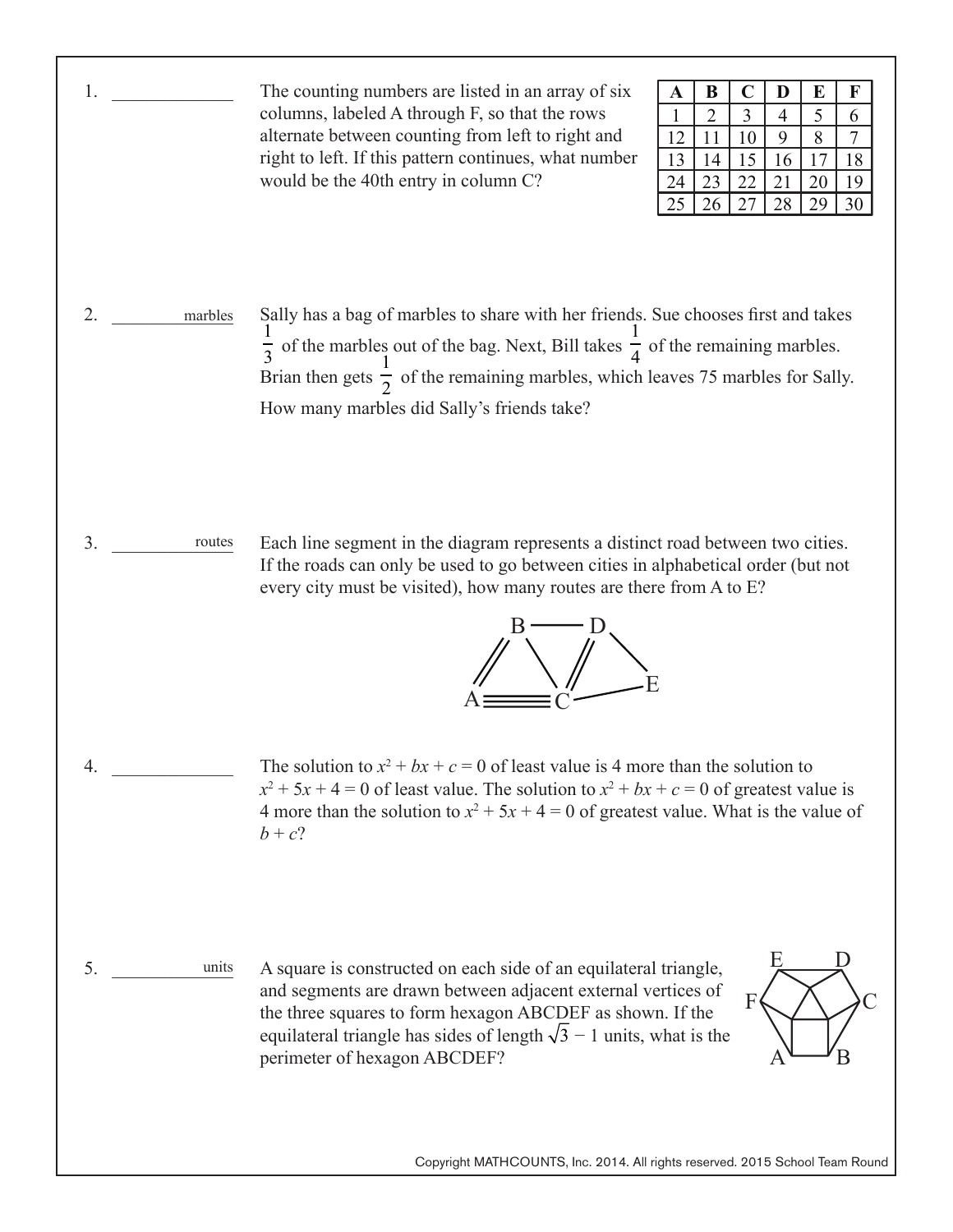1. ______________

The counting numbers are listed in an array of six columns, labeled A through F, so that the rows alternate between counting from left to right and right to left. If this pattern continues, what number would be the 40th entry in column C?

| A | B | C | D | E | F |
|---|---|---|---|---|---|
| 1 | 2 | 3 | 4 | 5 | 6 |
| 12 | 11 | 10 | 9 | 8 | 7 |
| 13 | 14 | 15 | 16 | 17 | 18 |
| 24 | 23 | 22 | 21 | 20 | 19 |
| 25 | 26 | 27 | 28 | 29 | 30 |

2. ______________ marbles

Sally has a bag of marbles to share with her friends. Sue chooses first and takes $\frac{1}{3}$ of the marbles out of the bag. Next, Bill takes $\frac{1}{4}$ of the remaining marbles. Brian then gets $\frac{1}{2}$ of the remaining marbles, which leaves 75 marbles for Sally. How many marbles did Sally's friends take?

3. ______________ routes

Each line segment in the diagram represents a distinct road between two cities. If the roads can only be used to go between cities in alphabetical order (but not every city must be visited), how many routes are there from A to E?

4. ______________

The solution to $x^2 + bx + c = 0$ of least value is 4 more than the solution to $x^2 + 5x + 4 = 0$ of least value. The solution to $x^2 + bx + c = 0$ of greatest value is 4 more than the solution to $x^2 + 5x + 4 = 0$ of greatest value. What is the value of $b + c$?

5. ______________ units

A square is constructed on each side of an equilateral triangle, and segments are drawn between adjacent external vertices of the three squares to form hexagon ABCDEF as shown. If the equilateral triangle has sides of length $\sqrt{3} - 1$ units, what is the perimeter of hexagon ABCDEF?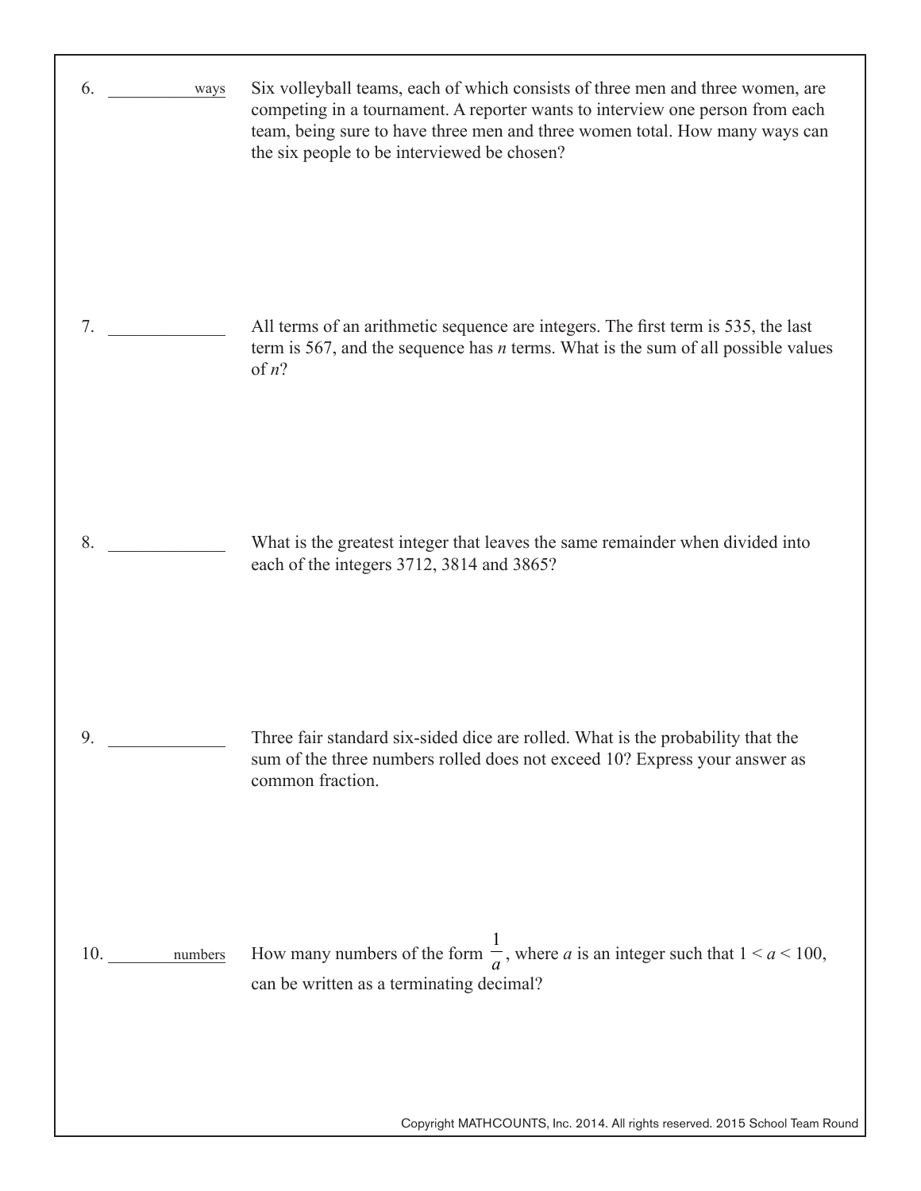6. ___________ ways

Six volleyball teams, each of which consists of three men and three women, are competing in a tournament. A reporter wants to interview one person from each team, being sure to have three men and three women total. How many ways can the six people to be interviewed be chosen?

7. _____________

All terms of an arithmetic sequence are integers. The first term is 535, the last term is 567, and the sequence has $n$ terms. What is the sum of all possible values of $n$?

8. _____________

What is the greatest integer that leaves the same remainder when divided into each of the integers 3712, 3814 and 3865?

9. _____________

Three fair standard six-sided dice are rolled. What is the probability that the sum of the three numbers rolled does not exceed 10? Express your answer as common fraction.

10. ________ numbers

How many numbers of the form $\frac{1}{a}$, where $a$ is an integer such that $1 < a < 100$, can be written as a terminating decimal?

Copyright MATHCOUNTS, Inc. 2014. All rights reserved. 2015 School Team Round